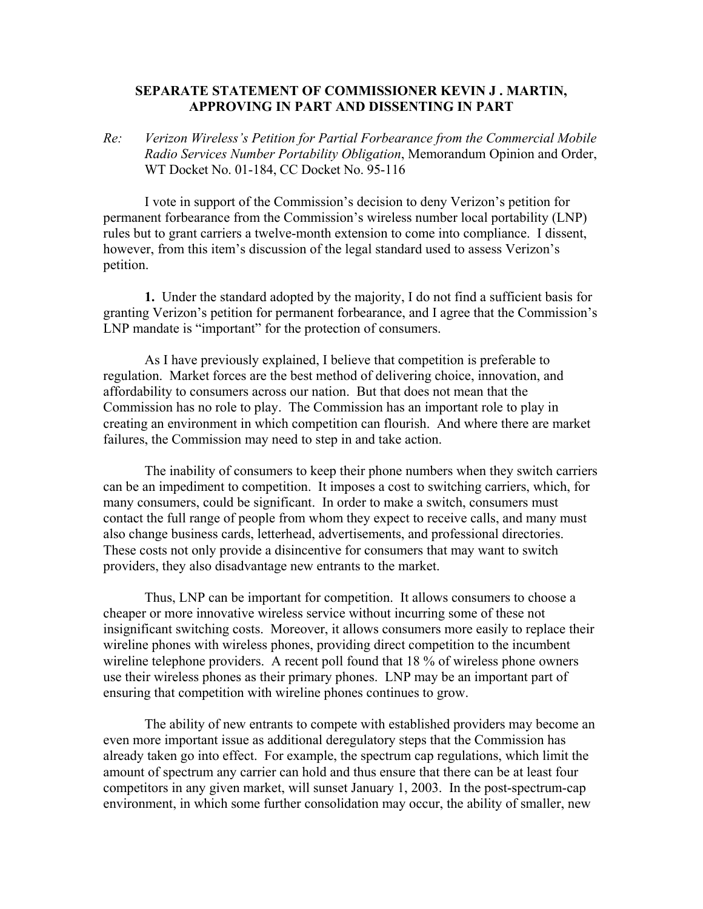## SEPARATE STATEMENT OF COMMISSIONER KEVIN J . MARTIN, APPROVING IN PART AND DISSENTING IN PART

Re: *Verizon Wireless's Petition for Partial Forbearance from the Commercial Mobile Radio Services Number Portability Obligation*, Memorandum Opinion and Order, WT Docket No. 01-184, CC Docket No. 95-116

I vote in support of the Commission's decision to deny Verizon's petition for permanent forbearance from the Commission's wireless number local portability (LNP) rules but to grant carriers a twelve-month extension to come into compliance. I dissent, however, from this item's discussion of the legal standard used to assess Verizon's petition.

**1.** Under the standard adopted by the majority, I do not find a sufficient basis for granting Verizon's petition for permanent forbearance, and I agree that the Commission's LNP mandate is "important" for the protection of consumers.

As I have previously explained, I believe that competition is preferable to regulation. Market forces are the best method of delivering choice, innovation, and affordability to consumers across our nation. But that does not mean that the Commission has no role to play. The Commission has an important role to play in creating an environment in which competition can flourish. And where there are market failures, the Commission may need to step in and take action.

The inability of consumers to keep their phone numbers when they switch carriers can be an impediment to competition. It imposes a cost to switching carriers, which, for many consumers, could be significant. In order to make a switch, consumers must contact the full range of people from whom they expect to receive calls, and many must also change business cards, letterhead, advertisements, and professional directories. These costs not only provide a disincentive for consumers that may want to switch providers, they also disadvantage new entrants to the market.

Thus, LNP can be important for competition. It allows consumers to choose a cheaper or more innovative wireless service without incurring some of these not insignificant switching costs. Moreover, it allows consumers more easily to replace their wireline phones with wireless phones, providing direct competition to the incumbent wireline telephone providers. A recent poll found that 18 % of wireless phone owners use their wireless phones as their primary phones. LNP may be an important part of ensuring that competition with wireline phones continues to grow.

The ability of new entrants to compete with established providers may become an even more important issue as additional deregulatory steps that the Commission has already taken go into effect. For example, the spectrum cap regulations, which limit the amount of spectrum any carrier can hold and thus ensure that there can be at least four competitors in any given market, will sunset January 1, 2003. In the post-spectrum-cap environment, in which some further consolidation may occur, the ability of smaller, new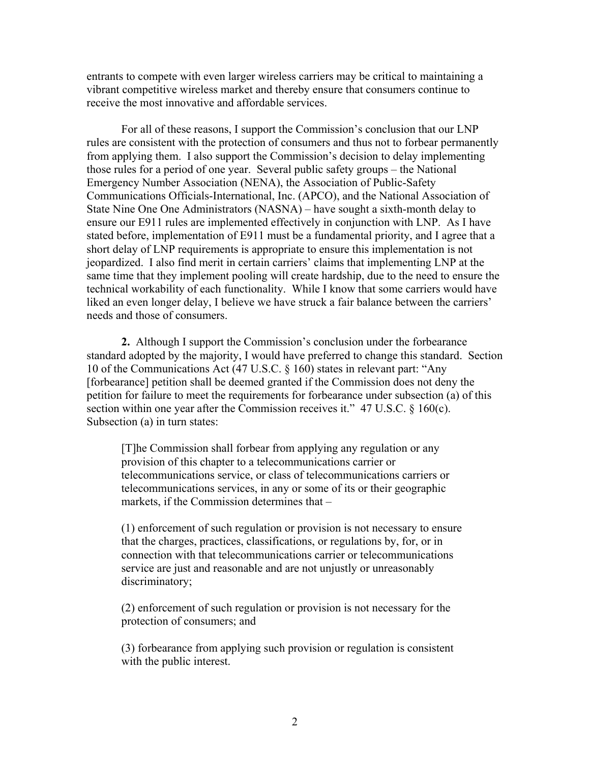entrants to compete with even larger wireless carriers may be critical to maintaining a vibrant competitive wireless market and thereby ensure that consumers continue to receive the most innovative and affordable services.

For all of these reasons, I support the Commission's conclusion that our LNP rules are consistent with the protection of consumers and thus not to forbear permanently from applying them. I also support the Commission's decision to delay implementing those rules for a period of one year. Several public safety groups – the National Emergency Number Association (NENA), the Association of Public-Safety Communications Officials-International, Inc. (APCO), and the National Association of State Nine One One Administrators (NASNA) – have sought a sixth-month delay to ensure our E911 rules are implemented effectively in conjunction with LNP. As I have stated before, implementation of E911 must be a fundamental priority, and I agree that a short delay of LNP requirements is appropriate to ensure this implementation is not jeopardized. I also find merit in certain carriers' claims that implementing LNP at the same time that they implement pooling will create hardship, due to the need to ensure the technical workability of each functionality. While I know that some carriers would have liked an even longer delay, I believe we have struck a fair balance between the carriers' needs and those of consumers.

**2.** Although I support the Commission's conclusion under the forbearance standard adopted by the majority, I would have preferred to change this standard. Section 10 of the Communications Act (47 U.S.C. § 160) states in relevant part: "Any [forbearance] petition shall be deemed granted if the Commission does not deny the petition for failure to meet the requirements for forbearance under subsection (a) of this section within one year after the Commission receives it." 47 U.S.C. § 160(c). Subsection (a) in turn states:

> [T]he Commission shall forbear from applying any regulation or any provision of this chapter to a telecommunications carrier or telecommunications service, or class of telecommunications carriers or telecommunications services, in any or some of its or their geographic markets, if the Commission determines that –
>
> (1) enforcement of such regulation or provision is not necessary to ensure that the charges, practices, classifications, or regulations by, for, or in connection with that telecommunications carrier or telecommunications service are just and reasonable and are not unjustly or unreasonably discriminatory;
>
> (2) enforcement of such regulation or provision is not necessary for the protection of consumers; and
>
> (3) forbearance from applying such provision or regulation is consistent with the public interest.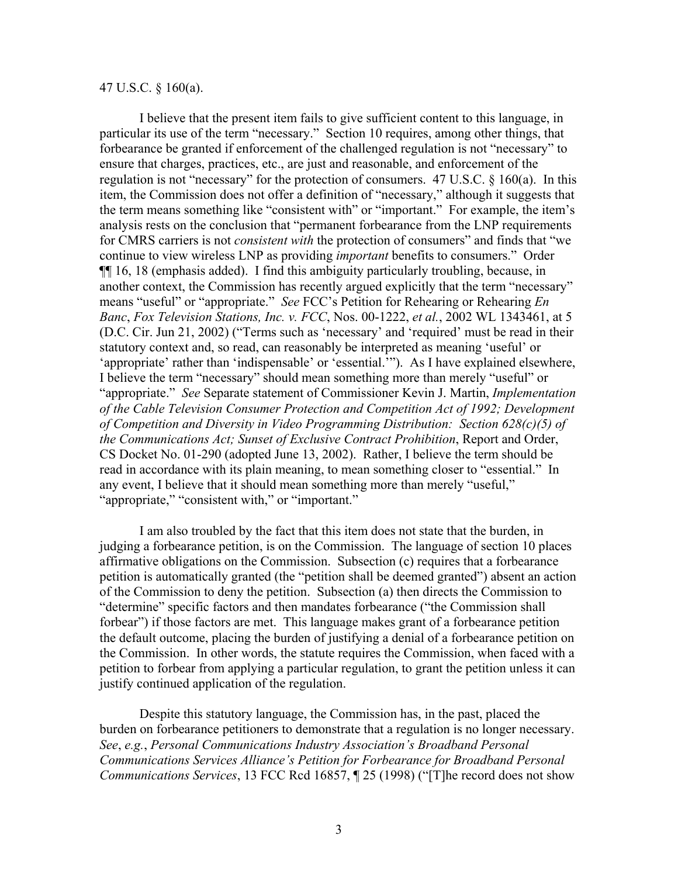47 U.S.C. § 160(a).

I believe that the present item fails to give sufficient content to this language, in particular its use of the term "necessary." Section 10 requires, among other things, that forbearance be granted if enforcement of the challenged regulation is not "necessary" to ensure that charges, practices, etc., are just and reasonable, and enforcement of the regulation is not "necessary" for the protection of consumers. 47 U.S.C. § 160(a). In this item, the Commission does not offer a definition of "necessary," although it suggests that the term means something like "consistent with" or "important." For example, the item's analysis rests on the conclusion that "permanent forbearance from the LNP requirements for CMRS carriers is not *consistent with* the protection of consumers" and finds that "we continue to view wireless LNP as providing *important* benefits to consumers." Order ¶¶ 16, 18 (emphasis added). I find this ambiguity particularly troubling, because, in another context, the Commission has recently argued explicitly that the term "necessary" means "useful" or "appropriate." *See* FCC's Petition for Rehearing or Rehearing *En Banc*, *Fox Television Stations, Inc. v. FCC*, Nos. 00-1222, *et al.*, 2002 WL 1343461, at 5 (D.C. Cir. Jun 21, 2002) ("Terms such as 'necessary' and 'required' must be read in their statutory context and, so read, can reasonably be interpreted as meaning 'useful' or 'appropriate' rather than 'indispensable' or 'essential.'"). As I have explained elsewhere, I believe the term "necessary" should mean something more than merely "useful" or "appropriate." *See* Separate statement of Commissioner Kevin J. Martin, *Implementation of the Cable Television Consumer Protection and Competition Act of 1992; Development of Competition and Diversity in Video Programming Distribution: Section 628(c)(5) of the Communications Act; Sunset of Exclusive Contract Prohibition*, Report and Order, CS Docket No. 01-290 (adopted June 13, 2002). Rather, I believe the term should be read in accordance with its plain meaning, to mean something closer to "essential." In any event, I believe that it should mean something more than merely "useful," "appropriate," "consistent with," or "important."

I am also troubled by the fact that this item does not state that the burden, in judging a forbearance petition, is on the Commission. The language of section 10 places affirmative obligations on the Commission. Subsection (c) requires that a forbearance petition is automatically granted (the "petition shall be deemed granted") absent an action of the Commission to deny the petition. Subsection (a) then directs the Commission to "determine" specific factors and then mandates forbearance ("the Commission shall forbear") if those factors are met. This language makes grant of a forbearance petition the default outcome, placing the burden of justifying a denial of a forbearance petition on the Commission. In other words, the statute requires the Commission, when faced with a petition to forbear from applying a particular regulation, to grant the petition unless it can justify continued application of the regulation.

Despite this statutory language, the Commission has, in the past, placed the burden on forbearance petitioners to demonstrate that a regulation is no longer necessary. *See*, *e.g.*, *Personal Communications Industry Association's Broadband Personal Communications Services Alliance's Petition for Forbearance for Broadband Personal Communications Services*, 13 FCC Rcd 16857, ¶ 25 (1998) ("[T]he record does not show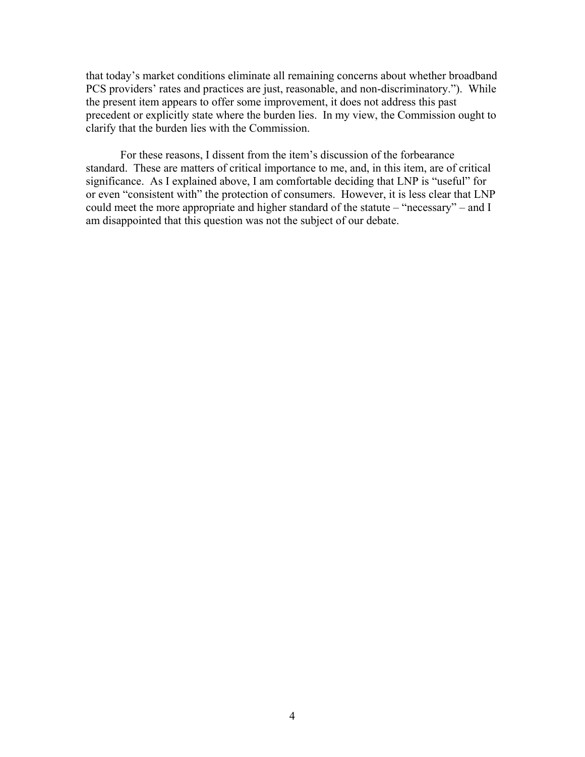that today's market conditions eliminate all remaining concerns about whether broadband PCS providers' rates and practices are just, reasonable, and non-discriminatory."). While the present item appears to offer some improvement, it does not address this past precedent or explicitly state where the burden lies. In my view, the Commission ought to clarify that the burden lies with the Commission.

For these reasons, I dissent from the item's discussion of the forbearance standard. These are matters of critical importance to me, and, in this item, are of critical significance. As I explained above, I am comfortable deciding that LNP is "useful" for or even "consistent with" the protection of consumers. However, it is less clear that LNP could meet the more appropriate and higher standard of the statute – "necessary" – and I am disappointed that this question was not the subject of our debate.